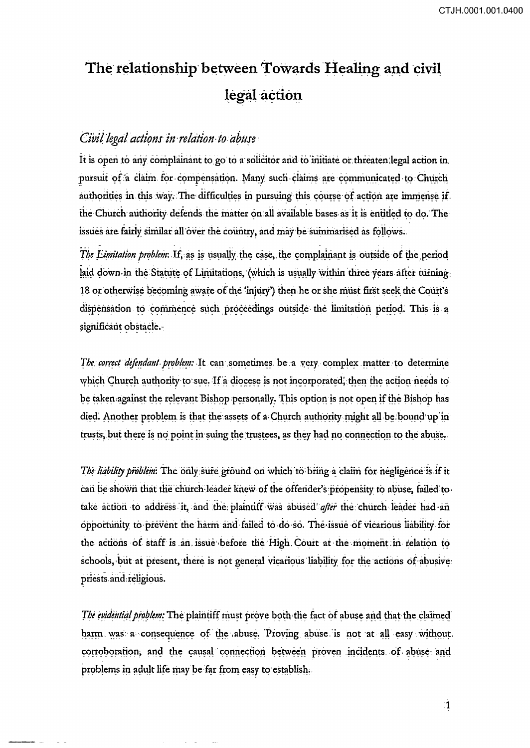# The relationship between Towards Healing and civil legal action

## *Civil legal actions in relation to abuse*

It is open to any complainant to go to a solicitor and to initiate or threaten legal action in pursuit of a claim for compensation. Many such claims are communicated to Church authorities in this way. The difficulties in pursuing this course of action are immense if the Church authority defends the matter on all available bases as it is entitled to do. The issues are fairly similar all over the country, and may be summarised as follows:

*The Limitation problem:* If, as is usually the case, the complainant is outside of the period laid down in the Statute of Limitations, (which is usually within three years after turning 18 or otherwise becoming aware of the 'injury') then he or she must first seek the Court's dispensation to commence such proceedings outside the limitation period. This is a significant obstacle.

*The correct defendant problem:* It can sometimes be a very complex matter to determine which Church authority to sue. If a diocese is not incorporated, then the action needs to be taken against the relevant Bishop personally. This option is not open if the Bishop has died. Another problem is that the assets of a Church authority might all be bound up in trusts, but there is no point in suing the trustees, as they had no connection to the abuse.

*The liability problem:* The only sure ground on which to bring a claim for negligence is if it can be shown that the church leader knew of the offender's propensity to abuse, failed to take action to address it, and the plaintiff was abused *after* the church leader had an opportunity to prevent the harm and failed to do so. The issue of vicarious liability for the actions of staff is an issue before the High Court at the moment in relation to schools, but at present, there is not general vicarious liability for the actions of abusive priests and religious.

*The evidential problem:* The plaintiff must prove both the fact of abuse and that the claimed harm was a consequence of the abuse. Proving abuse is not at all easy without corroboration, and the causal connection between proven incidents of abuse and problems in adult life may be far from easy to establish.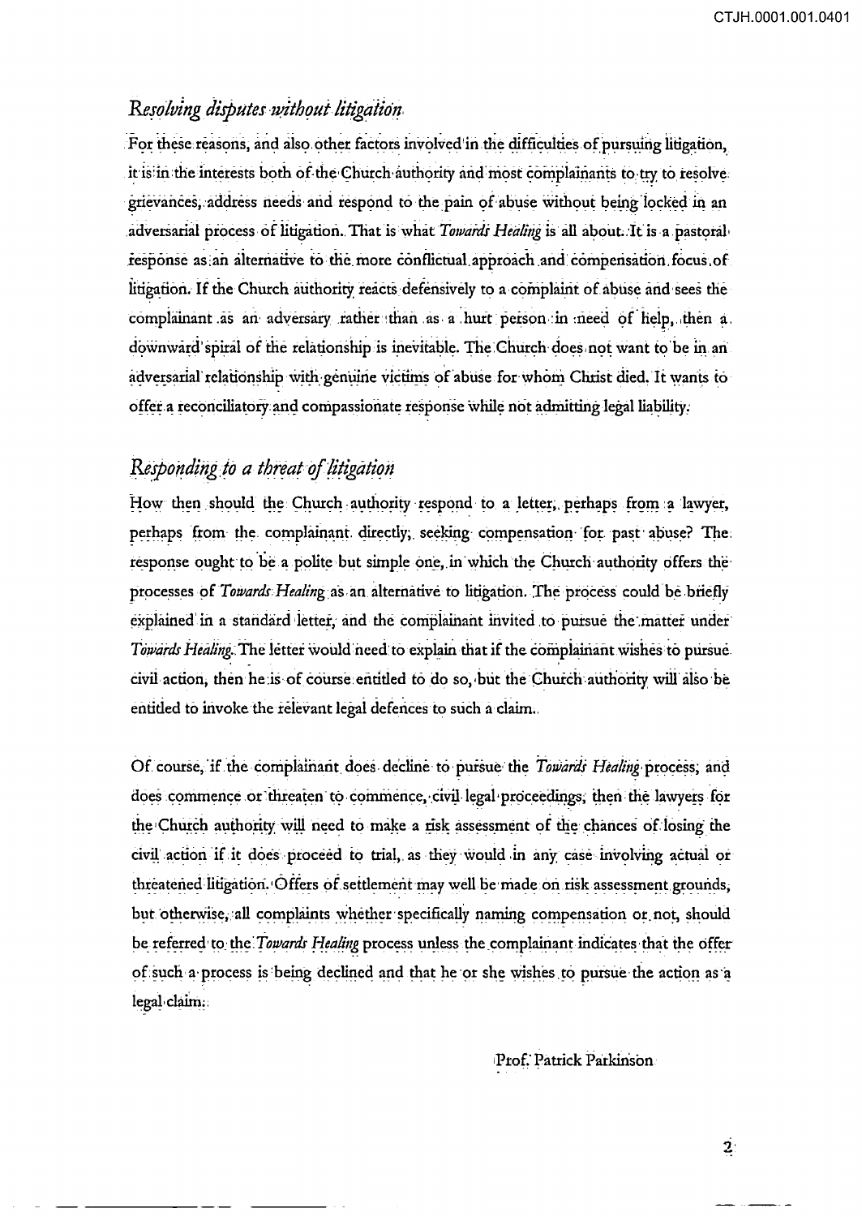## *Resolving disputes without litigation*

For these reasons, and also other factors involved in the difficulties of pursuing litigation, it is in the interests both of the Church authority and most complainants to try to resolve grievances, address needs and respond to the pain of abuse without being locked in an adversarial process of litigation. That is what *Towards Healing* is all about. It is a pastoral response as an alternative to the more conflictual approach and compensation focus of litigation. If the Church authority reacts defensively to a complaint of abuse and sees the complainant as an adversary rather than as a hurt person in need of help, then a downward spiral of the relationship is inevitable. The Church does not want to be in an adversarial relationship with genuine victims of abuse for whom Christ died. It wants to offer a reconciliatory and compassionate response while not admitting legal liability.

## *Responding to a threat of litigation*

How then should the Church authority respond to a letter, perhaps from a lawyer, perhaps from the complainant directly, seeking compensation for past abuse? The response ought to be a polite but simple one, in which the Church authority offers the processes of *Towards Healing* as an alternative to litigation. The process could be briefly explained in a standard letter, and the complainant invited to pursue the matter under *Towards Healing*. The letter would need to explain that if the complainant wishes to pursue civil action, then he is of course entitled to do so, but the Church authority will also be entitled to invoke the relevant legal defences to such a claim.

Of course, if the complainant does decline to pursue the *Towards Healing* process, and does commence or threaten to commence, civil legal proceedings, then the lawyers for the Church authority will need to make a risk assessment of the chances of losing the civil action if it does proceed to trial, as they would in any case involving actual or threatened litigation. Offers of settlement may well be made on risk assessment grounds, but otherwise, all complaints whether specifically naming compensation or not, should be referred to the *Towards Healing* process unless the complainant indicates that the offer of such a process is being declined and that he or she wishes to pursue the action as a legal claim.

Prof. Patrick Parkinson